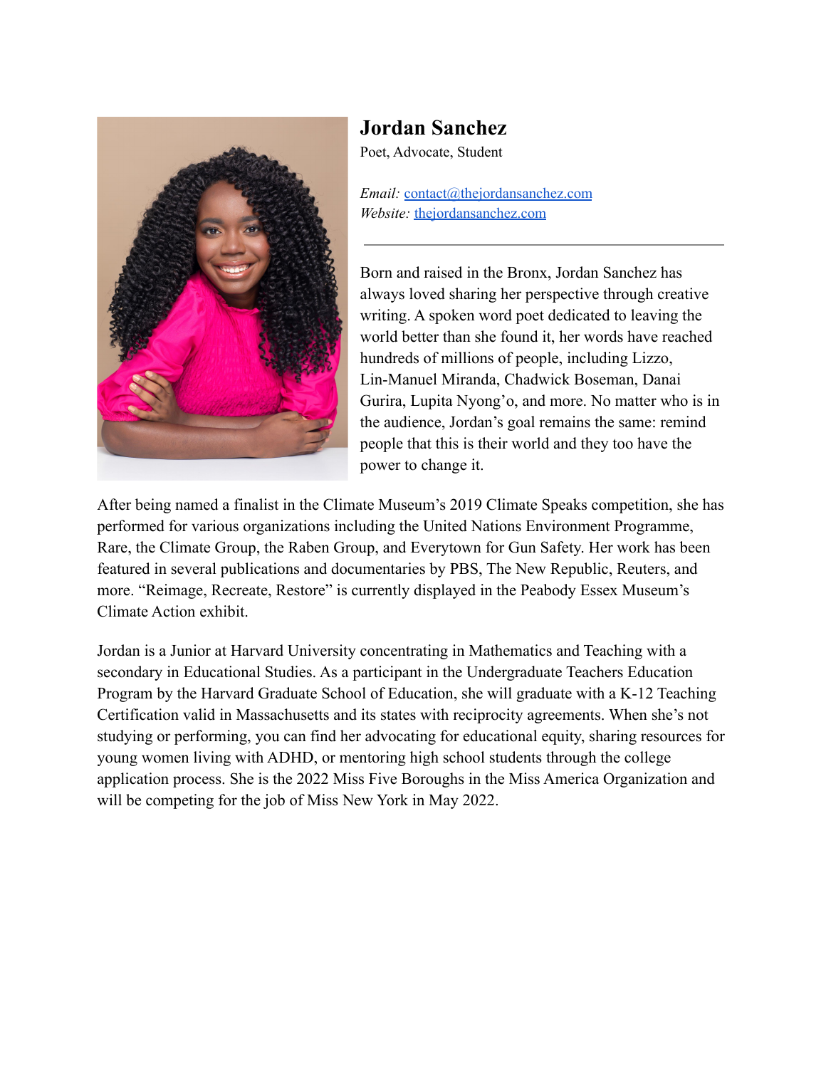# Jordan Sanchez

Poet, Advocate, Student

*Email:* [contact@thejordansanchez.com](mailto:contact@thejordansanchez.com)
*Website:* [thejordansanchez.com](https://thejordansanchez.com)

---

Born and raised in the Bronx, Jordan Sanchez has always loved sharing her perspective through creative writing. A spoken word poet dedicated to leaving the world better than she found it, her words have reached hundreds of millions of people, including Lizzo, Lin-Manuel Miranda, Chadwick Boseman, Danai Gurira, Lupita Nyong'o, and more. No matter who is in the audience, Jordan's goal remains the same: remind people that this is their world and they too have the power to change it.

After being named a finalist in the Climate Museum's 2019 Climate Speaks competition, she has performed for various organizations including the United Nations Environment Programme, Rare, the Climate Group, the Raben Group, and Everytown for Gun Safety. Her work has been featured in several publications and documentaries by PBS, The New Republic, Reuters, and more. "Reimage, Recreate, Restore" is currently displayed in the Peabody Essex Museum's Climate Action exhibit.

Jordan is a Junior at Harvard University concentrating in Mathematics and Teaching with a secondary in Educational Studies. As a participant in the Undergraduate Teachers Education Program by the Harvard Graduate School of Education, she will graduate with a K-12 Teaching Certification valid in Massachusetts and its states with reciprocity agreements. When she's not studying or performing, you can find her advocating for educational equity, sharing resources for young women living with ADHD, or mentoring high school students through the college application process. She is the 2022 Miss Five Boroughs in the Miss America Organization and will be competing for the job of Miss New York in May 2022.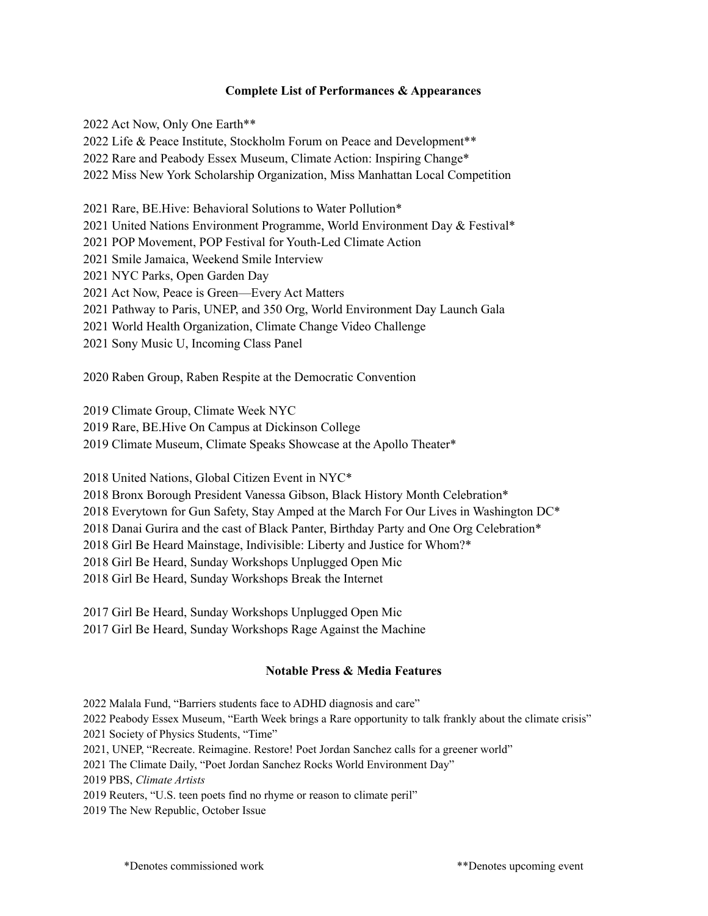**Complete List of Performances & Appearances**

2022 Act Now, Only One Earth**
2022 Life & Peace Institute, Stockholm Forum on Peace and Development**
2022 Rare and Peabody Essex Museum, Climate Action: Inspiring Change*
2022 Miss New York Scholarship Organization, Miss Manhattan Local Competition

2021 Rare, BE.Hive: Behavioral Solutions to Water Pollution*
2021 United Nations Environment Programme, World Environment Day & Festival*
2021 POP Movement, POP Festival for Youth-Led Climate Action
2021 Smile Jamaica, Weekend Smile Interview
2021 NYC Parks, Open Garden Day
2021 Act Now, Peace is Green—Every Act Matters
2021 Pathway to Paris, UNEP, and 350 Org, World Environment Day Launch Gala
2021 World Health Organization, Climate Change Video Challenge
2021 Sony Music U, Incoming Class Panel

2020 Raben Group, Raben Respite at the Democratic Convention

2019 Climate Group, Climate Week NYC
2019 Rare, BE.Hive On Campus at Dickinson College
2019 Climate Museum, Climate Speaks Showcase at the Apollo Theater*

2018 United Nations, Global Citizen Event in NYC*
2018 Bronx Borough President Vanessa Gibson, Black History Month Celebration*
2018 Everytown for Gun Safety, Stay Amped at the March For Our Lives in Washington DC*
2018 Danai Gurira and the cast of Black Panter, Birthday Party and One Org Celebration*
2018 Girl Be Heard Mainstage, Indivisible: Liberty and Justice for Whom?*
2018 Girl Be Heard, Sunday Workshops Unplugged Open Mic
2018 Girl Be Heard, Sunday Workshops Break the Internet

2017 Girl Be Heard, Sunday Workshops Unplugged Open Mic
2017 Girl Be Heard, Sunday Workshops Rage Against the Machine

**Notable Press & Media Features**

2022 Malala Fund, "Barriers students face to ADHD diagnosis and care"
2022 Peabody Essex Museum, "Earth Week brings a Rare opportunity to talk frankly about the climate crisis"
2021 Society of Physics Students, "Time"
2021, UNEP, "Recreate. Reimagine. Restore! Poet Jordan Sanchez calls for a greener world"
2021 The Climate Daily, "Poet Jordan Sanchez Rocks World Environment Day"
2019 PBS, *Climate Artists*
2019 Reuters, "U.S. teen poets find no rhyme or reason to climate peril"
2019 The New Republic, October Issue

*Denotes commissioned work

**Denotes upcoming event